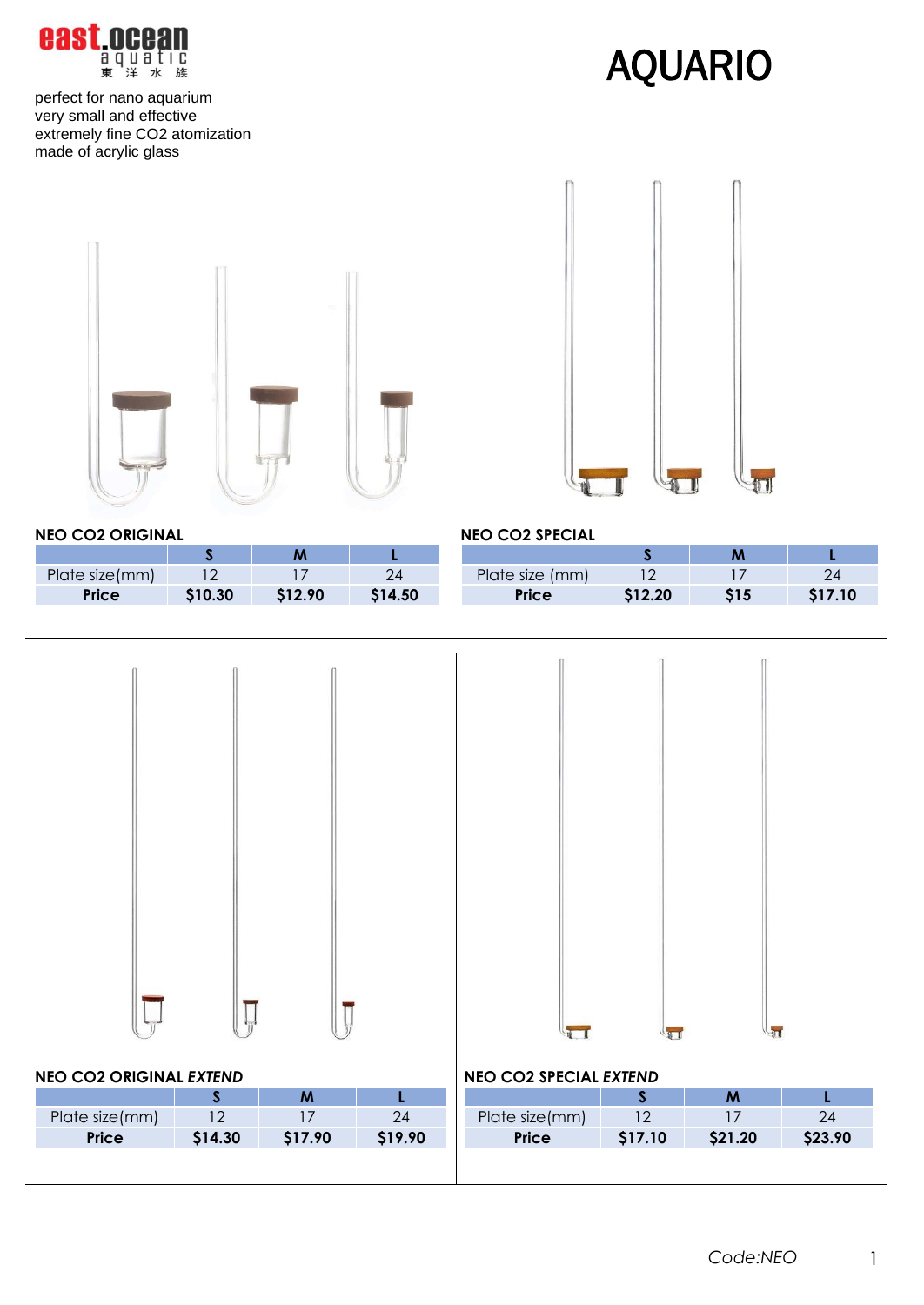east.ocean aquatic 東洋水族

# AQUARIO

perfect for nano aquarium
very small and effective
extremely fine $CO_2$ atomization
made of acrylic glass

**NEO CO2 ORIGINAL**

| | S | M | L |
|---|---|---|---|
| Plate size(mm) | 12 | 17 | 24 |
| **Price** | **$10.30** | **$12.90** | **$14.50** |

**NEO CO2 SPECIAL**

| | S | M | L |
|---|---|---|---|
| Plate size (mm) | 12 | 17 | 24 |
| **Price** | **$12.20** | **$15** | **$17.10** |

**NEO CO2 ORIGINAL *EXTEND***

| | S | M | L |
|---|---|---|---|
| Plate size(mm) | 12 | 17 | 24 |
| **Price** | **$14.30** | **$17.90** | **$19.90** |

**NEO CO2 SPECIAL *EXTEND***

| | S | M | L |
|---|---|---|---|
| Plate size(mm) | 12 | 17 | 24 |
| **Price** | **$17.10** | **$21.20** | **$23.90** |

*Code:NEO*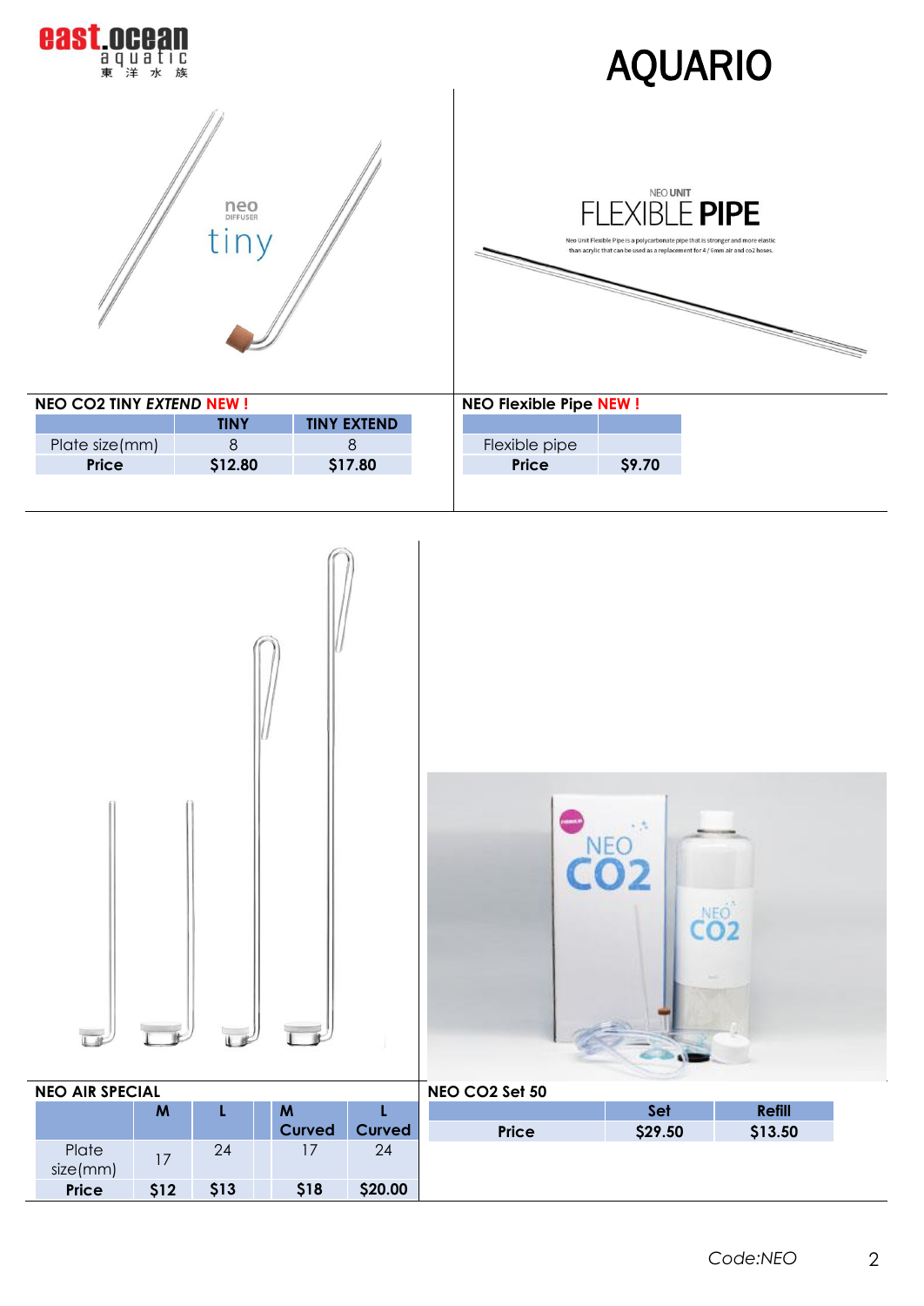# AQUARIO

## NEO CO2 TINY *EXTEND* NEW !

| | TINY | TINY EXTEND |
|---|---|---|
| Plate size(mm) | 8 | 8 |
| **Price** | **$12.80** | **$17.80** |

## NEO Flexible Pipe NEW !

| | |
|---|---|
| Flexible pipe | |
| **Price** | **$9.70** |

## NEO AIR SPECIAL

| | M | L | M Curved | L Curved |
|---|---|---|---|---|
| Plate size(mm) | 17 | 24 | 17 | 24 |
| **Price** | **$12** | **$13** | **$18** | **$20.00** |

## NEO CO2 Set 50

| | Set | Refill |
|---|---|---|
| **Price** | **$29.50** | **$13.50** |

*Code:NEO*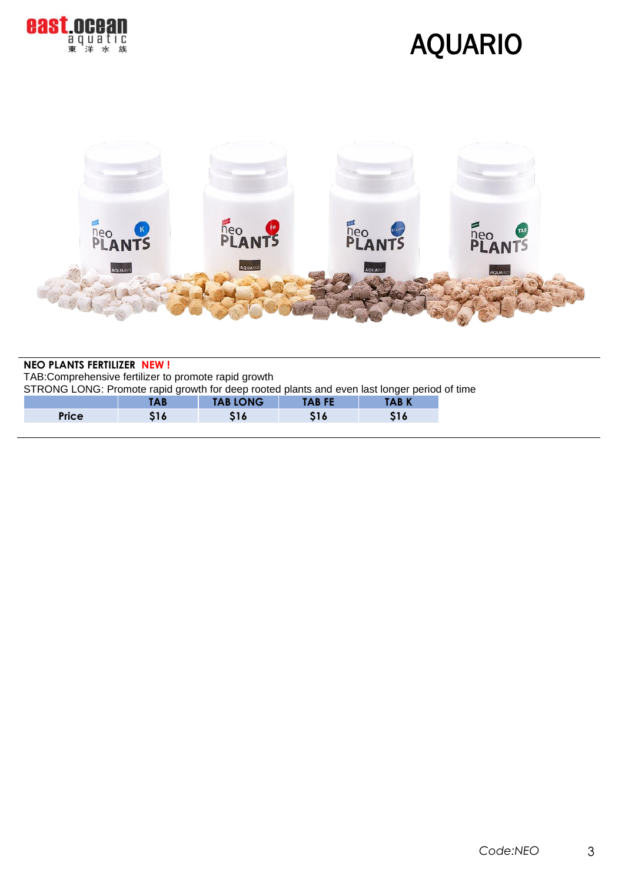# AQUARIO

**NEO PLANTS FERTILIZER** **NEW !**

TAB:Comprehensive fertilizer to promote rapid growth

STRONG LONG: Promote rapid growth for deep rooted plants and even last longer period of time

| | TAB | TAB LONG | TAB FE | TAB K |
|---|---|---|---|---|
| Price | $16 | $16 | $16 | $16 |

*Code:NEO*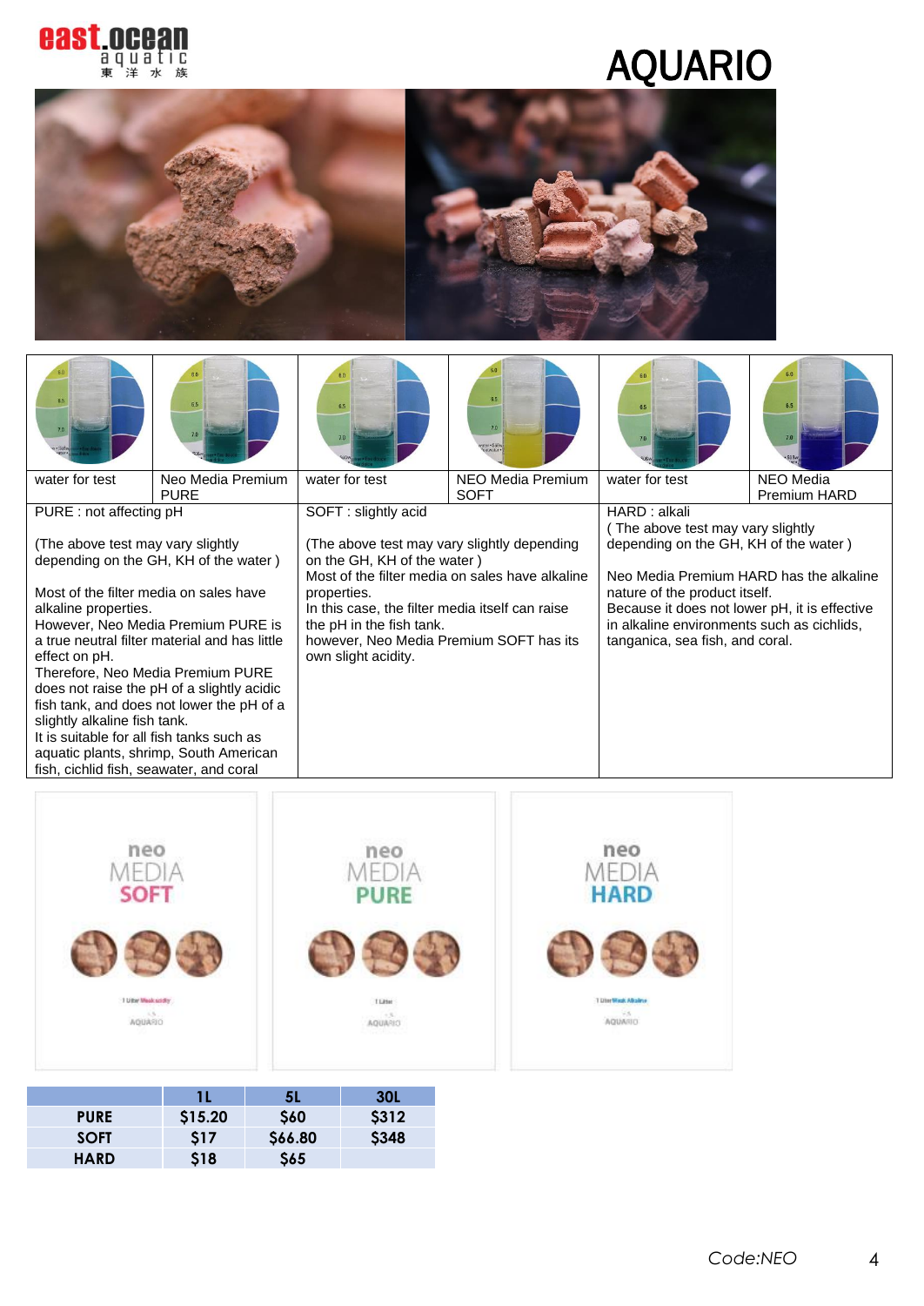# AQUARIO

| water for test | Neo Media Premium PURE | water for test | NEO Media Premium SOFT | water for test | NEO Media Premium HARD |
|---|---|---|---|---|---|
| PURE : not affecting pH<br><br>(The above test may vary slightly depending on the GH, KH of the water )<br><br>Most of the filter media on sales have alkaline properties.<br>However, Neo Media Premium PURE is a true neutral filter material and has little effect on pH.<br>Therefore, Neo Media Premium PURE does not raise the pH of a slightly acidic fish tank, and does not lower the pH of a slightly alkaline fish tank.<br>It is suitable for all fish tanks such as aquatic plants, shrimp, South American fish, cichlid fish, seawater, and coral | | SOFT : slightly acid<br><br>(The above test may vary slightly depending on the GH, KH of the water )<br>Most of the filter media on sales have alkaline properties.<br>In this case, the filter media itself can raise the pH in the fish tank.<br>however, Neo Media Premium SOFT has its own slight acidity. | | HARD : alkali<br>( The above test may vary slightly depending on the GH, KH of the water )<br><br>Neo Media Premium HARD has the alkaline nature of the product itself.<br>Because it does not lower pH, it is effective in alkaline environments such as cichlids, tanganica, sea fish, and coral. | |

|  | 1L | 5L | 30L |
|---|---|---|---|
| **PURE** | $15.20 | $60 | $312 |
| **SOFT** | $17 | $66.80 | $348 |
| **HARD** | $18 | $65 |  |

*Code:NEO*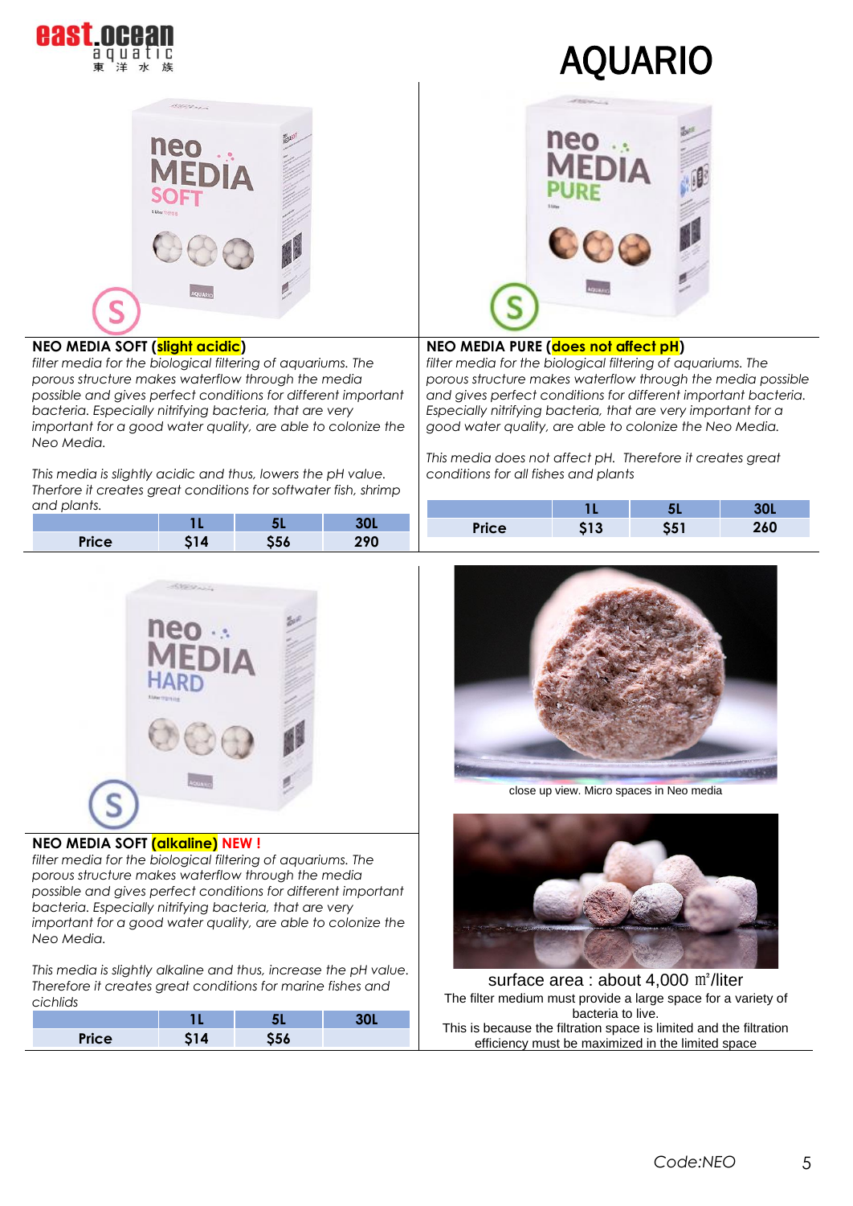# AQUARIO

### NEO MEDIA SOFT (slight acidic)

*filter media for the biological filtering of aquariums. The porous structure makes waterflow through the media possible and gives perfect conditions for different important bacteria. Especially nitrifying bacteria, that are very important for a good water quality, are able to colonize the Neo Media.*

*This media is slightly acidic and thus, lowers the pH value. Therfore it creates great conditions for softwater fish, shrimp and plants.*

| | 1L | 5L | 30L |
|---|---|---|---|
| Price | $14 | $56 | 290 |

### NEO MEDIA PURE (does not affect pH)

*filter media for the biological filtering of aquariums. The porous structure makes waterflow through the media possible and gives perfect conditions for different important bacteria. Especially nitrifying bacteria, that are very important for a good water quality, are able to colonize the Neo Media.*

*This media does not affect pH. Therefore it creates great conditions for all fishes and plants*

| | 1L | 5L | 30L |
|---|---|---|---|
| Price | $13 | $51 | 260 |

### NEO MEDIA SOFT (alkaline) NEW !

*filter media for the biological filtering of aquariums. The porous structure makes waterflow through the media possible and gives perfect conditions for different important bacteria. Especially nitrifying bacteria, that are very important for a good water quality, are able to colonize the Neo Media.*

*This media is slightly alkaline and thus, increase the pH value. Therefore it creates great conditions for marine fishes and cichlids*

| | 1L | 5L | 30L |
|---|---|---|---|
| Price | $14 | $56 | |

close up view. Micro spaces in Neo media

surface area : about 4,000 ㎡/liter

The filter medium must provide a large space for a variety of bacteria to live.
This is because the filtration space is limited and the filtration efficiency must be maximized in the limited space

*Code:NEO*